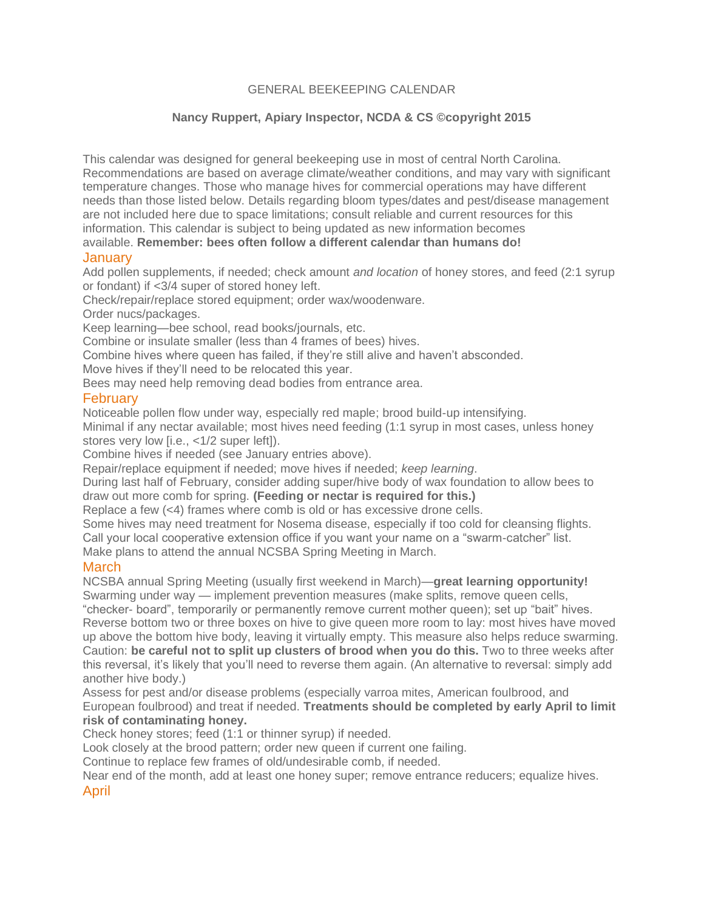# GENERAL BEEKEEPING CALENDAR

**Nancy Ruppert, Apiary Inspector, NCDA & CS ©copyright 2015**

This calendar was designed for general beekeeping use in most of central North Carolina. Recommendations are based on average climate/weather conditions, and may vary with significant temperature changes. Those who manage hives for commercial operations may have different needs than those listed below. Details regarding bloom types/dates and pest/disease management are not included here due to space limitations; consult reliable and current resources for this information. This calendar is subject to being updated as new information becomes available. **Remember: bees often follow a different calendar than humans do!**

## January

Add pollen supplements, if needed; check amount *and location* of honey stores, and feed (2:1 syrup or fondant) if <3/4 super of stored honey left.

Check/repair/replace stored equipment; order wax/woodenware.

Order nucs/packages.

Keep learning—bee school, read books/journals, etc.

Combine or insulate smaller (less than 4 frames of bees) hives.

Combine hives where queen has failed, if they're still alive and haven't absconded.

Move hives if they'll need to be relocated this year.

Bees may need help removing dead bodies from entrance area.

## February

Noticeable pollen flow under way, especially red maple; brood build-up intensifying.

Minimal if any nectar available; most hives need feeding (1:1 syrup in most cases, unless honey stores very low [i.e., <1/2 super left]).

Combine hives if needed (see January entries above).

Repair/replace equipment if needed; move hives if needed; *keep learning*.

During last half of February, consider adding super/hive body of wax foundation to allow bees to draw out more comb for spring. **(Feeding or nectar is required for this.)**

Replace a few (<4) frames where comb is old or has excessive drone cells.

Some hives may need treatment for Nosema disease, especially if too cold for cleansing flights.

Call your local cooperative extension office if you want your name on a "swarm-catcher" list.

Make plans to attend the annual NCSBA Spring Meeting in March.

## March

NCSBA annual Spring Meeting (usually first weekend in March)—**great learning opportunity!**

Swarming under way — implement prevention measures (make splits, remove queen cells, "checker- board", temporarily or permanently remove current mother queen); set up "bait" hives.

Reverse bottom two or three boxes on hive to give queen more room to lay: most hives have moved up above the bottom hive body, leaving it virtually empty. This measure also helps reduce swarming. Caution: **be careful not to split up clusters of brood when you do this.** Two to three weeks after this reversal, it's likely that you'll need to reverse them again. (An alternative to reversal: simply add another hive body.)

Assess for pest and/or disease problems (especially varroa mites, American foulbrood, and European foulbrood) and treat if needed. **Treatments should be completed by early April to limit risk of contaminating honey.**

Check honey stores; feed (1:1 or thinner syrup) if needed.

Look closely at the brood pattern; order new queen if current one failing.

Continue to replace few frames of old/undesirable comb, if needed.

Near end of the month, add at least one honey super; remove entrance reducers; equalize hives.

## April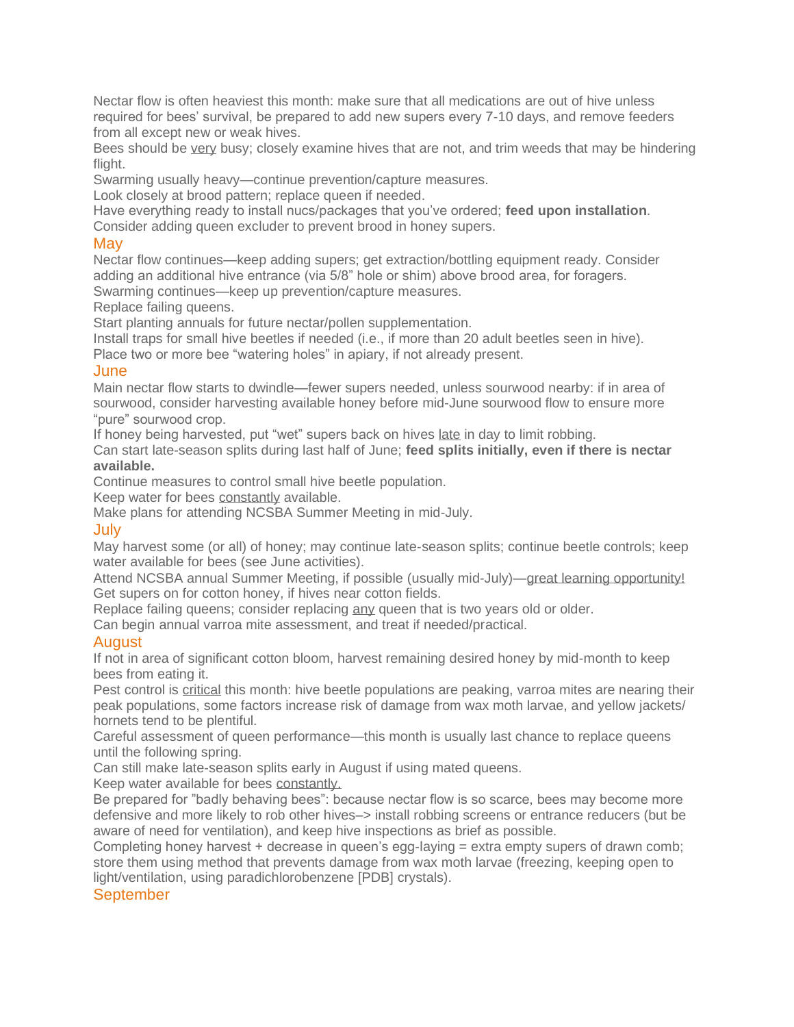Nectar flow is often heaviest this month: make sure that all medications are out of hive unless required for bees' survival, be prepared to add new supers every 7-10 days, and remove feeders from all except new or weak hives.
Bees should be <u>very</u> busy; closely examine hives that are not, and trim weeds that may be hindering flight.
Swarming usually heavy—continue prevention/capture measures.
Look closely at brood pattern; replace queen if needed.
Have everything ready to install nucs/packages that you've ordered; **feed upon installation**.
Consider adding queen excluder to prevent brood in honey supers.

## May

Nectar flow continues—keep adding supers; get extraction/bottling equipment ready. Consider adding an additional hive entrance (via 5/8" hole or shim) above brood area, for foragers.
Swarming continues—keep up prevention/capture measures.
Replace failing queens.
Start planting annuals for future nectar/pollen supplementation.
Install traps for small hive beetles if needed (i.e., if more than 20 adult beetles seen in hive).
Place two or more bee "watering holes" in apiary, if not already present.

## June

Main nectar flow starts to dwindle—fewer supers needed, unless sourwood nearby: if in area of sourwood, consider harvesting available honey before mid-June sourwood flow to ensure more "pure" sourwood crop.
If honey being harvested, put "wet" supers back on hives <u>late</u> in day to limit robbing.
Can start late-season splits during last half of June; **feed splits initially, even if there is nectar available.**
Continue measures to control small hive beetle population.
Keep water for bees <u>constantly</u> available.
Make plans for attending NCSBA Summer Meeting in mid-July.

## July

May harvest some (or all) of honey; may continue late-season splits; continue beetle controls; keep water available for bees (see June activities).
Attend NCSBA annual Summer Meeting, if possible (usually mid-July)—<u>great learning opportunity!</u>
Get supers on for cotton honey, if hives near cotton fields.
Replace failing queens; consider replacing <u>any</u> queen that is two years old or older.
Can begin annual varroa mite assessment, and treat if needed/practical.

## August

If not in area of significant cotton bloom, harvest remaining desired honey by mid-month to keep bees from eating it.
Pest control is <u>critical</u> this month: hive beetle populations are peaking, varroa mites are nearing their peak populations, some factors increase risk of damage from wax moth larvae, and yellow jackets/ hornets tend to be plentiful.
Careful assessment of queen performance—this month is usually last chance to replace queens until the following spring.
Can still make late-season splits early in August if using mated queens.
Keep water available for bees <u>constantly.</u>
Be prepared for "badly behaving bees": because nectar flow is so scarce, bees may become more defensive and more likely to rob other hives–> install robbing screens or entrance reducers (but be aware of need for ventilation), and keep hive inspections as brief as possible.
Completing honey harvest + decrease in queen's egg-laying = extra empty supers of drawn comb; store them using method that prevents damage from wax moth larvae (freezing, keeping open to light/ventilation, using paradichlorobenzene [PDB] crystals).

## September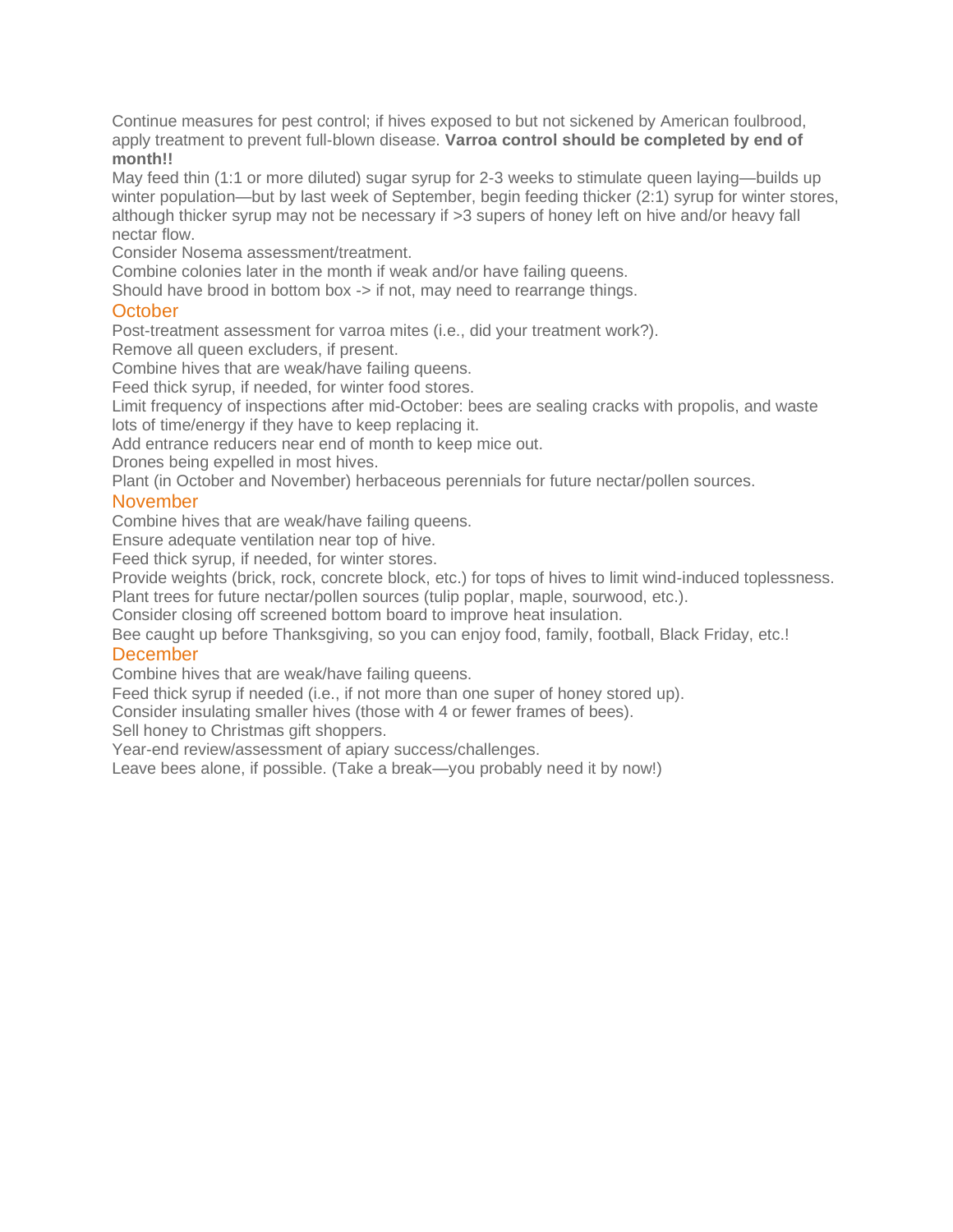Continue measures for pest control; if hives exposed to but not sickened by American foulbrood, apply treatment to prevent full-blown disease. **Varroa control should be completed by end of month!!**

May feed thin (1:1 or more diluted) sugar syrup for 2-3 weeks to stimulate queen laying—builds up winter population—but by last week of September, begin feeding thicker (2:1) syrup for winter stores, although thicker syrup may not be necessary if >3 supers of honey left on hive and/or heavy fall nectar flow.

Consider Nosema assessment/treatment.

Combine colonies later in the month if weak and/or have failing queens.

Should have brood in bottom box -> if not, may need to rearrange things.

## October

Post-treatment assessment for varroa mites (i.e., did your treatment work?).

Remove all queen excluders, if present.

Combine hives that are weak/have failing queens.

Feed thick syrup, if needed, for winter food stores.

Limit frequency of inspections after mid-October: bees are sealing cracks with propolis, and waste lots of time/energy if they have to keep replacing it.

Add entrance reducers near end of month to keep mice out.

Drones being expelled in most hives.

Plant (in October and November) herbaceous perennials for future nectar/pollen sources.

## November

Combine hives that are weak/have failing queens.

Ensure adequate ventilation near top of hive.

Feed thick syrup, if needed, for winter stores.

Provide weights (brick, rock, concrete block, etc.) for tops of hives to limit wind-induced toplessness.

Plant trees for future nectar/pollen sources (tulip poplar, maple, sourwood, etc.).

Consider closing off screened bottom board to improve heat insulation.

Bee caught up before Thanksgiving, so you can enjoy food, family, football, Black Friday, etc.!

## December

Combine hives that are weak/have failing queens.

Feed thick syrup if needed (i.e., if not more than one super of honey stored up).

Consider insulating smaller hives (those with 4 or fewer frames of bees).

Sell honey to Christmas gift shoppers.

Year-end review/assessment of apiary success/challenges.

Leave bees alone, if possible. (Take a break—you probably need it by now!)